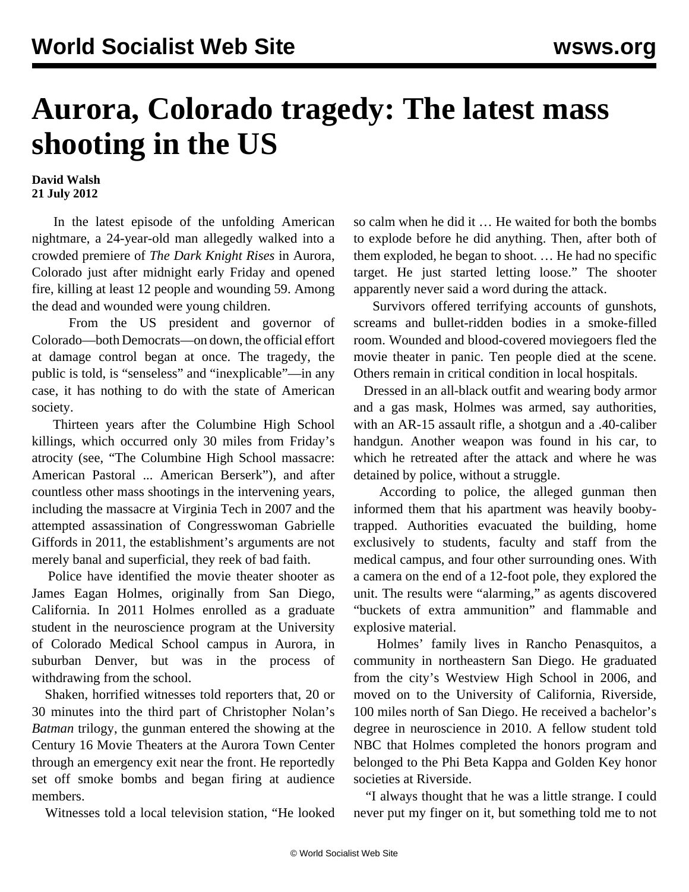# Aurora, Colorado tragedy: The latest mass shooting in the US

**David Walsh**
**21 July 2012**

In the latest episode of the unfolding American nightmare, a 24-year-old man allegedly walked into a crowded premiere of *The Dark Knight Rises* in Aurora, Colorado just after midnight early Friday and opened fire, killing at least 12 people and wounding 59. Among the dead and wounded were young children.

From the US president and governor of Colorado—both Democrats—on down, the official effort at damage control began at once. The tragedy, the public is told, is "senseless" and "inexplicable"—in any case, it has nothing to do with the state of American society.

Thirteen years after the Columbine High School killings, which occurred only 30 miles from Friday's atrocity (see, "The Columbine High School massacre: American Pastoral ... American Berserk"), and after countless other mass shootings in the intervening years, including the massacre at Virginia Tech in 2007 and the attempted assassination of Congresswoman Gabrielle Giffords in 2011, the establishment's arguments are not merely banal and superficial, they reek of bad faith.

Police have identified the movie theater shooter as James Eagan Holmes, originally from San Diego, California. In 2011 Holmes enrolled as a graduate student in the neuroscience program at the University of Colorado Medical School campus in Aurora, in suburban Denver, but was in the process of withdrawing from the school.

Shaken, horrified witnesses told reporters that, 20 or 30 minutes into the third part of Christopher Nolan's *Batman* trilogy, the gunman entered the showing at the Century 16 Movie Theaters at the Aurora Town Center through an emergency exit near the front. He reportedly set off smoke bombs and began firing at audience members.

Witnesses told a local television station, "He looked so calm when he did it … He waited for both the bombs to explode before he did anything. Then, after both of them exploded, he began to shoot. … He had no specific target. He just started letting loose." The shooter apparently never said a word during the attack.

Survivors offered terrifying accounts of gunshots, screams and bullet-ridden bodies in a smoke-filled room. Wounded and blood-covered moviegoers fled the movie theater in panic. Ten people died at the scene. Others remain in critical condition in local hospitals.

Dressed in an all-black outfit and wearing body armor and a gas mask, Holmes was armed, say authorities, with an AR-15 assault rifle, a shotgun and a .40-caliber handgun. Another weapon was found in his car, to which he retreated after the attack and where he was detained by police, without a struggle.

According to police, the alleged gunman then informed them that his apartment was heavily booby-trapped. Authorities evacuated the building, home exclusively to students, faculty and staff from the medical campus, and four other surrounding ones. With a camera on the end of a 12-foot pole, they explored the unit. The results were "alarming," as agents discovered "buckets of extra ammunition" and flammable and explosive material.

Holmes' family lives in Rancho Penasquitos, a community in northeastern San Diego. He graduated from the city's Westview High School in 2006, and moved on to the University of California, Riverside, 100 miles north of San Diego. He received a bachelor's degree in neuroscience in 2010. A fellow student told NBC that Holmes completed the honors program and belonged to the Phi Beta Kappa and Golden Key honor societies at Riverside.

"I always thought that he was a little strange. I could never put my finger on it, but something told me to not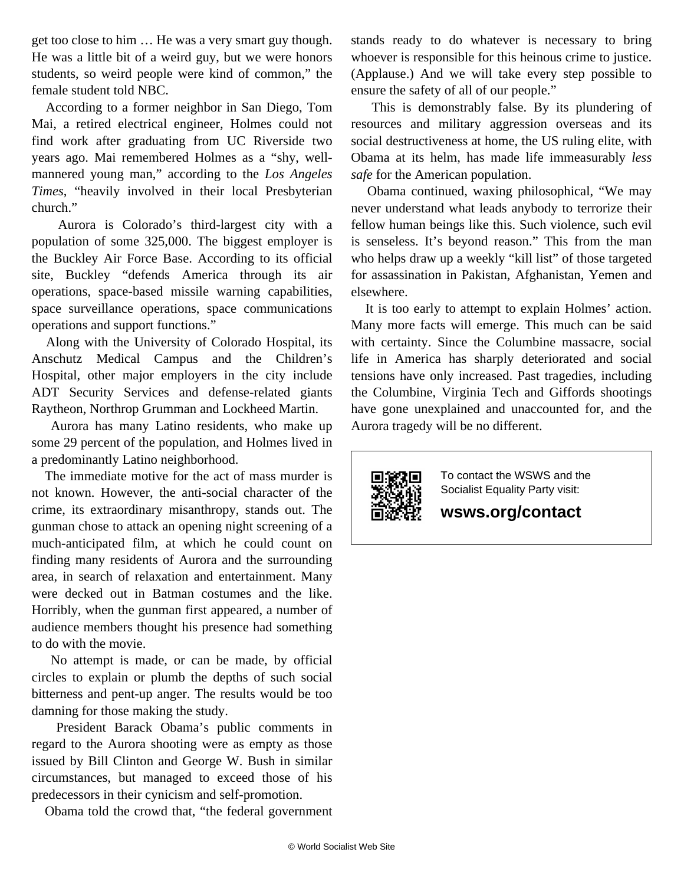get too close to him … He was a very smart guy though. He was a little bit of a weird guy, but we were honors students, so weird people were kind of common," the female student told NBC.

According to a former neighbor in San Diego, Tom Mai, a retired electrical engineer, Holmes could not find work after graduating from UC Riverside two years ago. Mai remembered Holmes as a "shy, well-mannered young man," according to the *Los Angeles Times*, "heavily involved in their local Presbyterian church."

Aurora is Colorado's third-largest city with a population of some 325,000. The biggest employer is the Buckley Air Force Base. According to its official site, Buckley "defends America through its air operations, space-based missile warning capabilities, space surveillance operations, space communications operations and support functions."

Along with the University of Colorado Hospital, its Anschutz Medical Campus and the Children's Hospital, other major employers in the city include ADT Security Services and defense-related giants Raytheon, Northrop Grumman and Lockheed Martin.

Aurora has many Latino residents, who make up some 29 percent of the population, and Holmes lived in a predominantly Latino neighborhood.

The immediate motive for the act of mass murder is not known. However, the anti-social character of the crime, its extraordinary misanthropy, stands out. The gunman chose to attack an opening night screening of a much-anticipated film, at which he could count on finding many residents of Aurora and the surrounding area, in search of relaxation and entertainment. Many were decked out in Batman costumes and the like. Horribly, when the gunman first appeared, a number of audience members thought his presence had something to do with the movie.

No attempt is made, or can be made, by official circles to explain or plumb the depths of such social bitterness and pent-up anger. The results would be too damning for those making the study.

President Barack Obama's public comments in regard to the Aurora shooting were as empty as those issued by Bill Clinton and George W. Bush in similar circumstances, but managed to exceed those of his predecessors in their cynicism and self-promotion.

Obama told the crowd that, "the federal government stands ready to do whatever is necessary to bring whoever is responsible for this heinous crime to justice. (Applause.) And we will take every step possible to ensure the safety of all of our people."

This is demonstrably false. By its plundering of resources and military aggression overseas and its social destructiveness at home, the US ruling elite, with Obama at its helm, has made life immeasurably *less safe* for the American population.

Obama continued, waxing philosophical, "We may never understand what leads anybody to terrorize their fellow human beings like this. Such violence, such evil is senseless. It's beyond reason." This from the man who helps draw up a weekly "kill list" of those targeted for assassination in Pakistan, Afghanistan, Yemen and elsewhere.

It is too early to attempt to explain Holmes' action. Many more facts will emerge. This much can be said with certainty. Since the Columbine massacre, social life in America has sharply deteriorated and social tensions have only increased. Past tragedies, including the Columbine, Virginia Tech and Giffords shootings have gone unexplained and unaccounted for, and the Aurora tragedy will be no different.

To contact the WSWS and the Socialist Equality Party visit:

**wsws.org/contact**